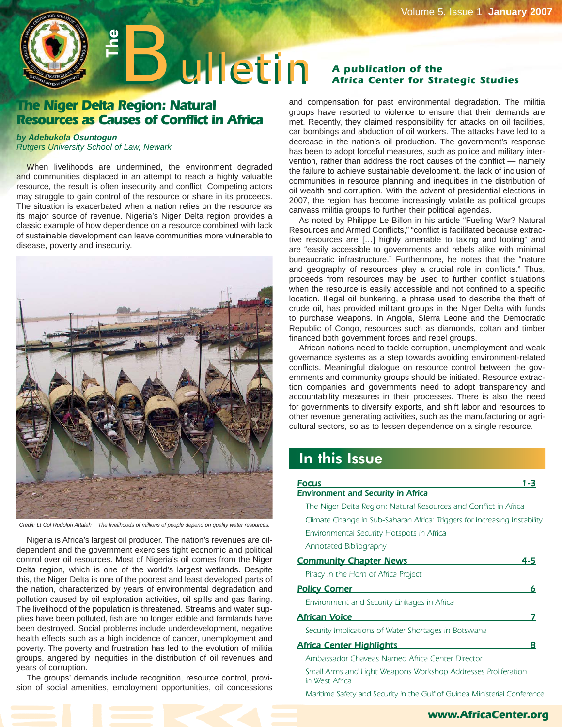# The Bulletin

*A publication of the Africa Center for Strategic Studies*

Volume 5, Issue 1 **January 2007**

## The Niger Delta Region: Natural Resources as Causes of Conflict in Africa

***by Adebukola Osuntogun***
*Rutgers University School of Law, Newark*

When livelihoods are undermined, the environment degraded and communities displaced in an attempt to reach a highly valuable resource, the result is often insecurity and conflict. Competing actors may struggle to gain control of the resource or share in its proceeds. The situation is exacerbated when a nation relies on the resource as its major source of revenue. Nigeria's Niger Delta region provides a classic example of how dependence on a resource combined with lack of sustainable development can leave communities more vulnerable to disease, poverty and insecurity.

*Credit: Lt Col Rudolph Attalah The livelihoods of millions of people depend on quality water resources.*

Nigeria is Africa's largest oil producer. The nation's revenues are oil-dependent and the government exercises tight economic and political control over oil resources. Most of Nigeria's oil comes from the Niger Delta region, which is one of the world's largest wetlands. Despite this, the Niger Delta is one of the poorest and least developed parts of the nation, characterized by years of environmental degradation and pollution caused by oil exploration activities, oil spills and gas flaring. The livelihood of the population is threatened. Streams and water supplies have been polluted, fish are no longer edible and farmlands have been destroyed. Social problems include underdevelopment, negative health effects such as a high incidence of cancer, unemployment and poverty. The poverty and frustration has led to the evolution of militia groups, angered by inequities in the distribution of oil revenues and years of corruption.

The groups' demands include recognition, resource control, provision of social amenities, employment opportunities, oil concessions and compensation for past environmental degradation. The militia groups have resorted to violence to ensure that their demands are met. Recently, they claimed responsibility for attacks on oil facilities, car bombings and abduction of oil workers. The attacks have led to a decrease in the nation's oil production. The government's response has been to adopt forceful measures, such as police and military intervention, rather than address the root causes of the conflict — namely the failure to achieve sustainable development, the lack of inclusion of communities in resource planning and inequities in the distribution of oil wealth and corruption. With the advent of presidential elections in 2007, the region has become increasingly volatile as political groups canvass militia groups to further their political agendas.

As noted by Philippe Le Billon in his article "Fueling War? Natural Resources and Armed Conflicts," "conflict is facilitated because extractive resources are […] highly amenable to taxing and looting" and are "easily accessible to governments and rebels alike with minimal bureaucratic infrastructure." Furthermore, he notes that the "nature and geography of resources play a crucial role in conflicts." Thus, proceeds from resources may be used to further conflict situations when the resource is easily accessible and not confined to a specific location. Illegal oil bunkering, a phrase used to describe the theft of crude oil, has provided militant groups in the Niger Delta with funds to purchase weapons. In Angola, Sierra Leone and the Democratic Republic of Congo, resources such as diamonds, coltan and timber financed both government forces and rebel groups.

African nations need to tackle corruption, unemployment and weak governance systems as a step towards avoiding environment-related conflicts. Meaningful dialogue on resource control between the governments and community groups should be initiated. Resource extraction companies and governments need to adopt transparency and accountability measures in their processes. There is also the need for governments to diversify exports, and shift labor and resources to other revenue generating activities, such as the manufacturing or agricultural sectors, so as to lessen dependence on a single resource.

## In this Issue

**Focus** 1-3
**Environment and Security in Africa**
- The Niger Delta Region: Natural Resources and Conflict in Africa
- Climate Change in Sub-Saharan Africa: Triggers for Increasing Instability
- Environmental Security Hotspots in Africa
- Annotated Bibliography

**Community Chapter News** 4-5
- Piracy in the Horn of Africa Project

**Policy Corner** 6
- Environment and Security Linkages in Africa

**African Voice** 7
- Security Implications of Water Shortages in Botswana

**Africa Center Highlights** 8
- Ambassador Chaveas Named Africa Center Director
- Small Arms and Light Weapons Workshop Addresses Proliferation in West Africa
- Maritime Safety and Security in the Gulf of Guinea Ministerial Conference

www.AfricaCenter.org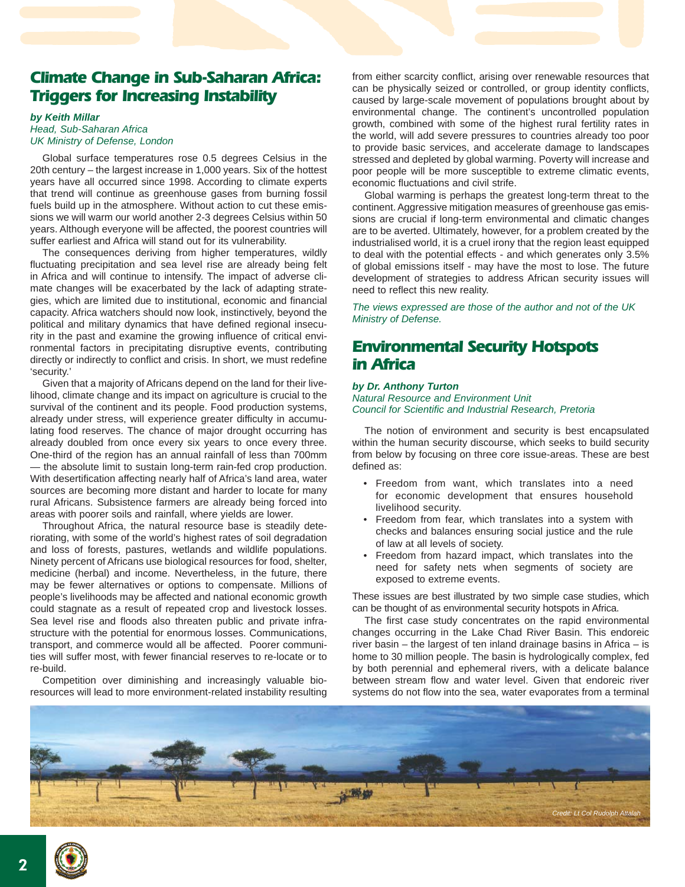## Climate Change in Sub-Saharan Africa: Triggers for Increasing Instability

***by Keith Millar***
*Head, Sub-Saharan Africa*
*UK Ministry of Defense, London*

Global surface temperatures rose 0.5 degrees Celsius in the 20th century – the largest increase in 1,000 years. Six of the hottest years have all occurred since 1998. According to climate experts that trend will continue as greenhouse gases from burning fossil fuels build up in the atmosphere. Without action to cut these emissions we will warm our world another 2-3 degrees Celsius within 50 years. Although everyone will be affected, the poorest countries will suffer earliest and Africa will stand out for its vulnerability.

The consequences deriving from higher temperatures, wildly fluctuating precipitation and sea level rise are already being felt in Africa and will continue to intensify. The impact of adverse climate changes will be exacerbated by the lack of adapting strategies, which are limited due to institutional, economic and financial capacity. Africa watchers should now look, instinctively, beyond the political and military dynamics that have defined regional insecurity in the past and examine the growing influence of critical environmental factors in precipitating disruptive events, contributing directly or indirectly to conflict and crisis. In short, we must redefine 'security.'

Given that a majority of Africans depend on the land for their livelihood, climate change and its impact on agriculture is crucial to the survival of the continent and its people. Food production systems, already under stress, will experience greater difficulty in accumulating food reserves. The chance of major drought occurring has already doubled from once every six years to once every three. One-third of the region has an annual rainfall of less than 700mm — the absolute limit to sustain long-term rain-fed crop production. With desertification affecting nearly half of Africa's land area, water sources are becoming more distant and harder to locate for many rural Africans. Subsistence farmers are already being forced into areas with poorer soils and rainfall, where yields are lower.

Throughout Africa, the natural resource base is steadily deteriorating, with some of the world's highest rates of soil degradation and loss of forests, pastures, wetlands and wildlife populations. Ninety percent of Africans use biological resources for food, shelter, medicine (herbal) and income. Nevertheless, in the future, there may be fewer alternatives or options to compensate. Millions of people's livelihoods may be affected and national economic growth could stagnate as a result of repeated crop and livestock losses. Sea level rise and floods also threaten public and private infrastructure with the potential for enormous losses. Communications, transport, and commerce would all be affected. Poorer communities will suffer most, with fewer financial reserves to re-locate or to re-build.

Competition over diminishing and increasingly valuable bio-resources will lead to more environment-related instability resulting from either scarcity conflict, arising over renewable resources that can be physically seized or controlled, or group identity conflicts, caused by large-scale movement of populations brought about by environmental change. The continent's uncontrolled population growth, combined with some of the highest rural fertility rates in the world, will add severe pressures to countries already too poor to provide basic services, and accelerate damage to landscapes stressed and depleted by global warming. Poverty will increase and poor people will be more susceptible to extreme climatic events, economic fluctuations and civil strife.

Global warming is perhaps the greatest long-term threat to the continent. Aggressive mitigation measures of greenhouse gas emissions are crucial if long-term environmental and climatic changes are to be averted. Ultimately, however, for a problem created by the industrialised world, it is a cruel irony that the region least equipped to deal with the potential effects - and which generates only 3.5% of global emissions itself - may have the most to lose. The future development of strategies to address African security issues will need to reflect this new reality.

*The views expressed are those of the author and not of the UK Ministry of Defense.*

## Environmental Security Hotspots in Africa

***by Dr. Anthony Turton***
*Natural Resource and Environment Unit*
*Council for Scientific and Industrial Research, Pretoria*

The notion of environment and security is best encapsulated within the human security discourse, which seeks to build security from below by focusing on three core issue-areas. These are best defined as:

- Freedom from want, which translates into a need for economic development that ensures household livelihood security.
- Freedom from fear, which translates into a system with checks and balances ensuring social justice and the rule of law at all levels of society.
- Freedom from hazard impact, which translates into the need for safety nets when segments of society are exposed to extreme events.

These issues are best illustrated by two simple case studies, which can be thought of as environmental security hotspots in Africa.

The first case study concentrates on the rapid environmental changes occurring in the Lake Chad River Basin. This endoreic river basin – the largest of ten inland drainage basins in Africa – is home to 30 million people. The basin is hydrologically complex, fed by both perennial and ephemeral rivers, with a delicate balance between stream flow and water level. Given that endoreic river systems do not flow into the sea, water evaporates from a terminal

*Credit: Lt Col Rudolph Attalah*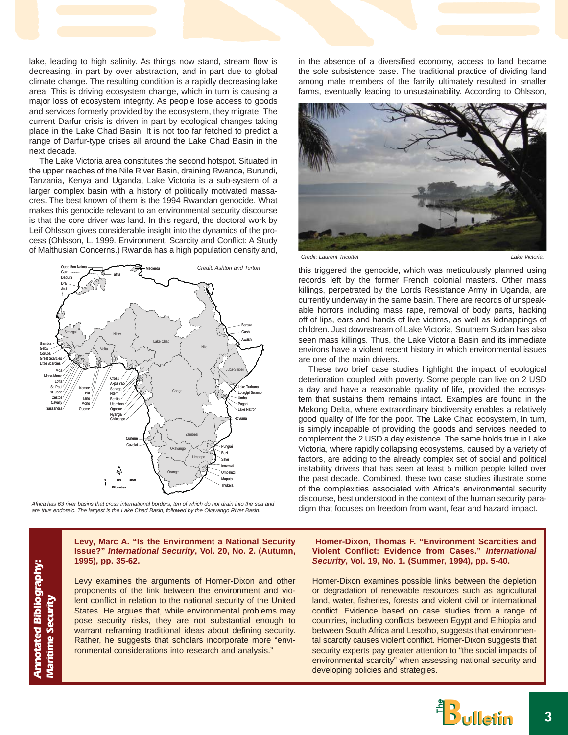lake, leading to high salinity. As things now stand, stream flow is decreasing, in part by over abstraction, and in part due to global climate change. The resulting condition is a rapidly decreasing lake area. This is driving ecosystem change, which in turn is causing a major loss of ecosystem integrity. As people lose access to goods and services formerly provided by the ecosystem, they migrate. The current Darfur crisis is driven in part by ecological changes taking place in the Lake Chad Basin. It is not too far fetched to predict a range of Darfur-type crises all around the Lake Chad Basin in the next decade.

The Lake Victoria area constitutes the second hotspot. Situated in the upper reaches of the Nile River Basin, draining Rwanda, Burundi, Tanzania, Kenya and Uganda, Lake Victoria is a sub-system of a larger complex basin with a history of politically motivated massacres. The best known of them is the 1994 Rwandan genocide. What makes this genocide relevant to an environmental security discourse is that the core driver was land. In this regard, the doctoral work by Leif Ohlsson gives considerable insight into the dynamics of the process (Ohlsson, L. 1999. Environment, Scarcity and Conflict: A Study of Malthusian Concerns.) Rwanda has a high population density and, in the absence of a diversified economy, access to land became the sole subsistence base. The traditional practice of dividing land among male members of the family ultimately resulted in smaller farms, eventually leading to unsustainability. According to Ohlsson, this triggered the genocide, which was meticulously planned using records left by the former French colonial masters. Other mass killings, perpetrated by the Lords Resistance Army in Uganda, are currently underway in the same basin. There are records of unspeakable horrors including mass rape, removal of body parts, hacking off of lips, ears and hands of live victims, as well as kidnappings of children. Just downstream of Lake Victoria, Southern Sudan has also seen mass killings. Thus, the Lake Victoria Basin and its immediate environs have a violent recent history in which environmental issues are one of the main drivers.

Credit: Ashton and Turton

*Africa has 63 river basins that cross international borders, ten of which do not drain into the sea and are thus endoreic. The largest is the Lake Chad Basin, followed by the Okavango River Basin.*

*Credit: Laurent Tricottet* — *Lake Victoria.*

These two brief case studies highlight the impact of ecological deterioration coupled with poverty. Some people can live on 2 USD a day and have a reasonable quality of life, provided the ecosystem that sustains them remains intact. Examples are found in the Mekong Delta, where extraordinary biodiversity enables a relatively good quality of life for the poor. The Lake Chad ecosystem, in turn, is simply incapable of providing the goods and services needed to complement the 2 USD a day existence. The same holds true in Lake Victoria, where rapidly collapsing ecosystems, caused by a variety of factors, are adding to the already complex set of social and political instability drivers that has seen at least 5 million people killed over the past decade. Combined, these two case studies illustrate some of the complexities associated with Africa's environmental security discourse, best understood in the context of the human security paradigm that focuses on freedom from want, fear and hazard impact.

## Annotated Bibliography: Maritime Security

**Levy, Marc A. "Is the Environment a National Security Issue?" *International Security*, Vol. 20, No. 2. (Autumn, 1995), pp. 35-62.**

Levy examines the arguments of Homer-Dixon and other proponents of the link between the environment and violent conflict in relation to the national security of the United States. He argues that, while environmental problems may pose security risks, they are not substantial enough to warrant reframing traditional ideas about defining security. Rather, he suggests that scholars incorporate more "environmental considerations into research and analysis."

**Homer-Dixon, Thomas F. "Environment Scarcities and Violent Conflict: Evidence from Cases." *International Security*, Vol. 19, No. 1. (Summer, 1994), pp. 5-40.**

Homer-Dixon examines possible links between the depletion or degradation of renewable resources such as agricultural land, water, fisheries, forests and violent civil or international conflict. Evidence based on case studies from a range of countries, including conflicts between Egypt and Ethiopia and between South Africa and Lesotho, suggests that environmental scarcity causes violent conflict. Homer-Dixon suggests that security experts pay greater attention to "the social impacts of environmental scarcity" when assessing national security and developing policies and strategies.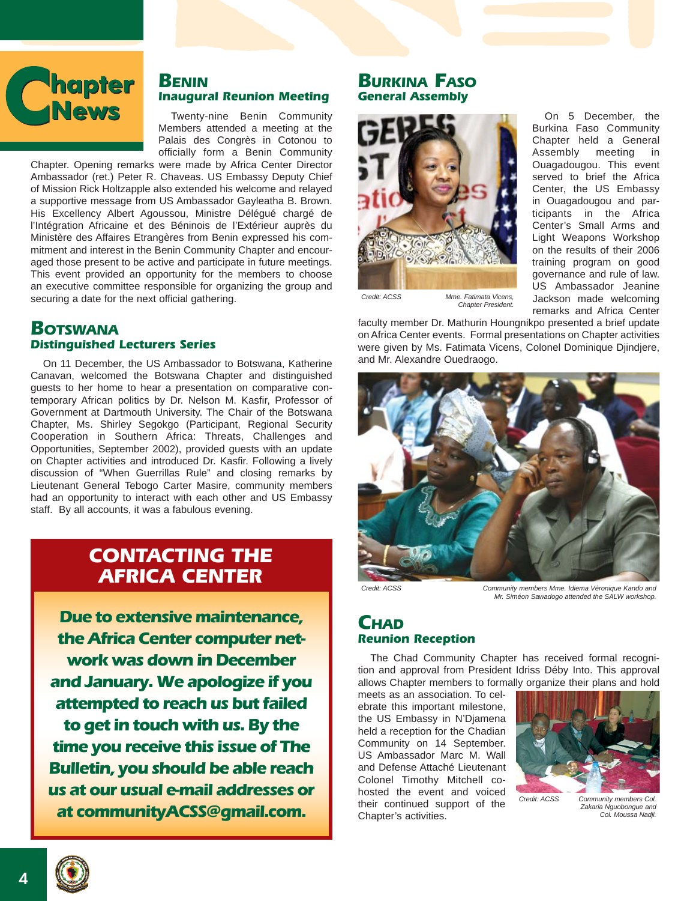# Chapter News

## Benin

### Inaugural Reunion Meeting

Twenty-nine Benin Community Members attended a meeting at the Palais des Congrès in Cotonou to officially form a Benin Community Chapter. Opening remarks were made by Africa Center Director Ambassador (ret.) Peter R. Chaveas. US Embassy Deputy Chief of Mission Rick Holtzapple also extended his welcome and relayed a supportive message from US Ambassador Gayleatha B. Brown. His Excellency Albert Agoussou, Ministre Délégué chargé de l'Intégration Africaine et des Béninois de l'Extérieur auprès du Ministère des Affaires Etrangères from Benin expressed his commitment and interest in the Benin Community Chapter and encouraged those present to be active and participate in future meetings. This event provided an opportunity for the members to choose an executive committee responsible for organizing the group and securing a date for the next official gathering.

## Botswana

### Distinguished Lecturers Series

On 11 December, the US Ambassador to Botswana, Katherine Canavan, welcomed the Botswana Chapter and distinguished guests to her home to hear a presentation on comparative contemporary African politics by Dr. Nelson M. Kasfir, Professor of Government at Dartmouth University. The Chair of the Botswana Chapter, Ms. Shirley Segokgo (Participant, Regional Security Cooperation in Southern Africa: Threats, Challenges and Opportunities, September 2002), provided guests with an update on Chapter activities and introduced Dr. Kasfir. Following a lively discussion of "When Guerrillas Rule" and closing remarks by Lieutenant General Tebogo Carter Masire, community members had an opportunity to interact with each other and US Embassy staff. By all accounts, it was a fabulous evening.

## Contacting the Africa Center

**Due to extensive maintenance, the Africa Center computer network was down in December and January. We apologize if you attempted to reach us but failed to get in touch with us. By the time you receive this issue of The Bulletin, you should be able reach us at our usual e-mail addresses or at communityACSS@gmail.com.**

## Burkina Faso

### General Assembly

Credit: ACSS — Mme. Fatimata Vicens, Chapter President.

On 5 December, the Burkina Faso Community Chapter held a General Assembly meeting in Ouagadougou. This event served to brief the Africa Center, the US Embassy in Ouagadougou and participants in the Africa Center's Small Arms and Light Weapons Workshop on the results of their 2006 training program on good governance and rule of law. US Ambassador Jeanine Jackson made welcoming remarks and Africa Center faculty member Dr. Mathurin Houngnikpo presented a brief update on Africa Center events. Formal presentations on Chapter activities were given by Ms. Fatimata Vicens, Colonel Dominique Djindjere, and Mr. Alexandre Ouedraogo.

Credit: ACSS — Community members Mme. Idiema Véronique Kando and Mr. Siméon Sawadogo attended the SALW workshop.

## Chad

### Reunion Reception

The Chad Community Chapter has received formal recognition and approval from President Idriss Déby Into. This approval allows Chapter members to formally organize their plans and hold meets as an association. To celebrate this important milestone, the US Embassy in N'Djamena held a reception for the Chadian Community on 14 September. US Ambassador Marc M. Wall and Defense Attaché Lieutenant Colonel Timothy Mitchell co-hosted the event and voiced their continued support of the Chapter's activities.

Credit: ACSS — Community members Col. Zakaria Nguobongue and Col. Moussa Nadji.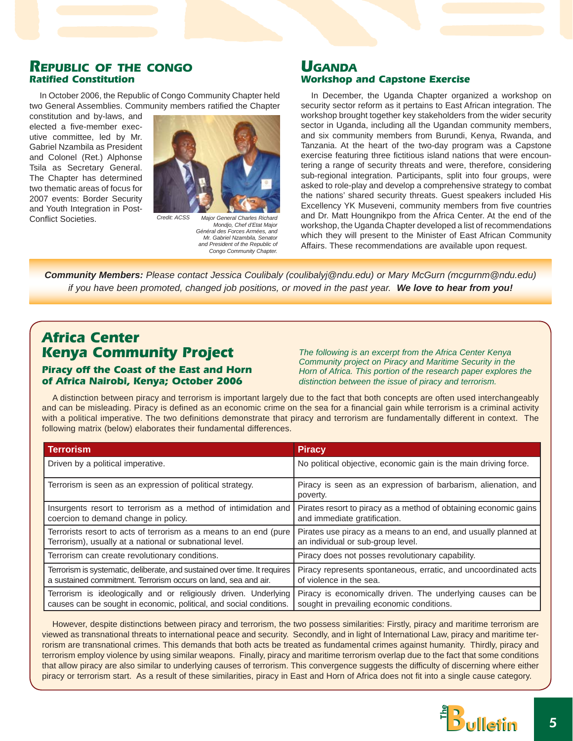## Republic of the Congo
### Ratified Constitution

In October 2006, the Republic of Congo Community Chapter held two General Assemblies. Community members ratified the Chapter constitution and by-laws, and elected a five-member executive committee, led by Mr. Gabriel Nzambila as President and Colonel (Ret.) Alphonse Tsila as Secretary General. The Chapter has determined two thematic areas of focus for 2007 events: Border Security and Youth Integration in Post-Conflict Societies.

Credit: ACSS

*Major General Charles Richard Mondjo, Chef d'Etat Major Général des Forces Armées, and Mr. Gabriel Nzambila, Senator and President of the Republic of Congo Community Chapter.*

## Uganda
### Workshop and Capstone Exercise

In December, the Uganda Chapter organized a workshop on security sector reform as it pertains to East African integration. The workshop brought together key stakeholders from the wider security sector in Uganda, including all the Ugandan community members, and six community members from Burundi, Kenya, Rwanda, and Tanzania. At the heart of the two-day program was a Capstone exercise featuring three fictitious island nations that were encountering a range of security threats and were, therefore, considering sub-regional integration. Participants, split into four groups, were asked to role-play and develop a comprehensive strategy to combat the nations' shared security threats. Guest speakers included His Excellency YK Museveni, community members from five countries and Dr. Matt Houngnikpo from the Africa Center. At the end of the workshop, the Uganda Chapter developed a list of recommendations which they will present to the Minister of East African Community Affairs. These recommendations are available upon request.

***Community Members:** Please contact Jessica Coulibaly (coulibalyj@ndu.edu) or Mary McGurn (mcgurnm@ndu.edu) if you have been promoted, changed job positions, or moved in the past year.* ***We love to hear from you!***

## Africa Center Kenya Community Project
### Piracy off the Coast of the East and Horn of Africa Nairobi, Kenya; October 2006

*The following is an excerpt from the Africa Center Kenya Community project on Piracy and Maritime Security in the Horn of Africa. This portion of the research paper explores the distinction between the issue of piracy and terrorism.*

A distinction between piracy and terrorism is important largely due to the fact that both concepts are often used interchangeably and can be misleading. Piracy is defined as an economic crime on the sea for a financial gain while terrorism is a criminal activity with a political imperative. The two definitions demonstrate that piracy and terrorism are fundamentally different in context. The following matrix (below) elaborates their fundamental differences.

| Terrorism | Piracy |
|---|---|
| Driven by a political imperative. | No political objective, economic gain is the main driving force. |
| Terrorism is seen as an expression of political strategy. | Piracy is seen as an expression of barbarism, alienation, and poverty. |
| Insurgents resort to terrorism as a method of intimidation and coercion to demand change in policy. | Pirates resort to piracy as a method of obtaining economic gains and immediate gratification. |
| Terrorists resort to acts of terrorism as a means to an end (pure Terrorism), usually at a national or subnational level. | Pirates use piracy as a means to an end, and usually planned at an individual or sub-group level. |
| Terrorism can create revolutionary conditions. | Piracy does not posses revolutionary capability. |
| Terrorism is systematic, deliberate, and sustained over time. It requires a sustained commitment. Terrorism occurs on land, sea and air. | Piracy represents spontaneous, erratic, and uncoordinated acts of violence in the sea. |
| Terrorism is ideologically and or religiously driven. Underlying causes can be sought in economic, political, and social conditions. | Piracy is economically driven. The underlying causes can be sought in prevailing economic conditions. |

However, despite distinctions between piracy and terrorism, the two possess similarities: Firstly, piracy and maritime terrorism are viewed as transnational threats to international peace and security. Secondly, and in light of International Law, piracy and maritime terrorism are transnational crimes. This demands that both acts be treated as fundamental crimes against humanity. Thirdly, piracy and terrorism employ violence by using similar weapons. Finally, piracy and maritime terrorism overlap due to the fact that some conditions that allow piracy are also similar to underlying causes of terrorism. This convergence suggests the difficulty of discerning where either piracy or terrorism start. As a result of these similarities, piracy in East and Horn of Africa does not fit into a single cause category.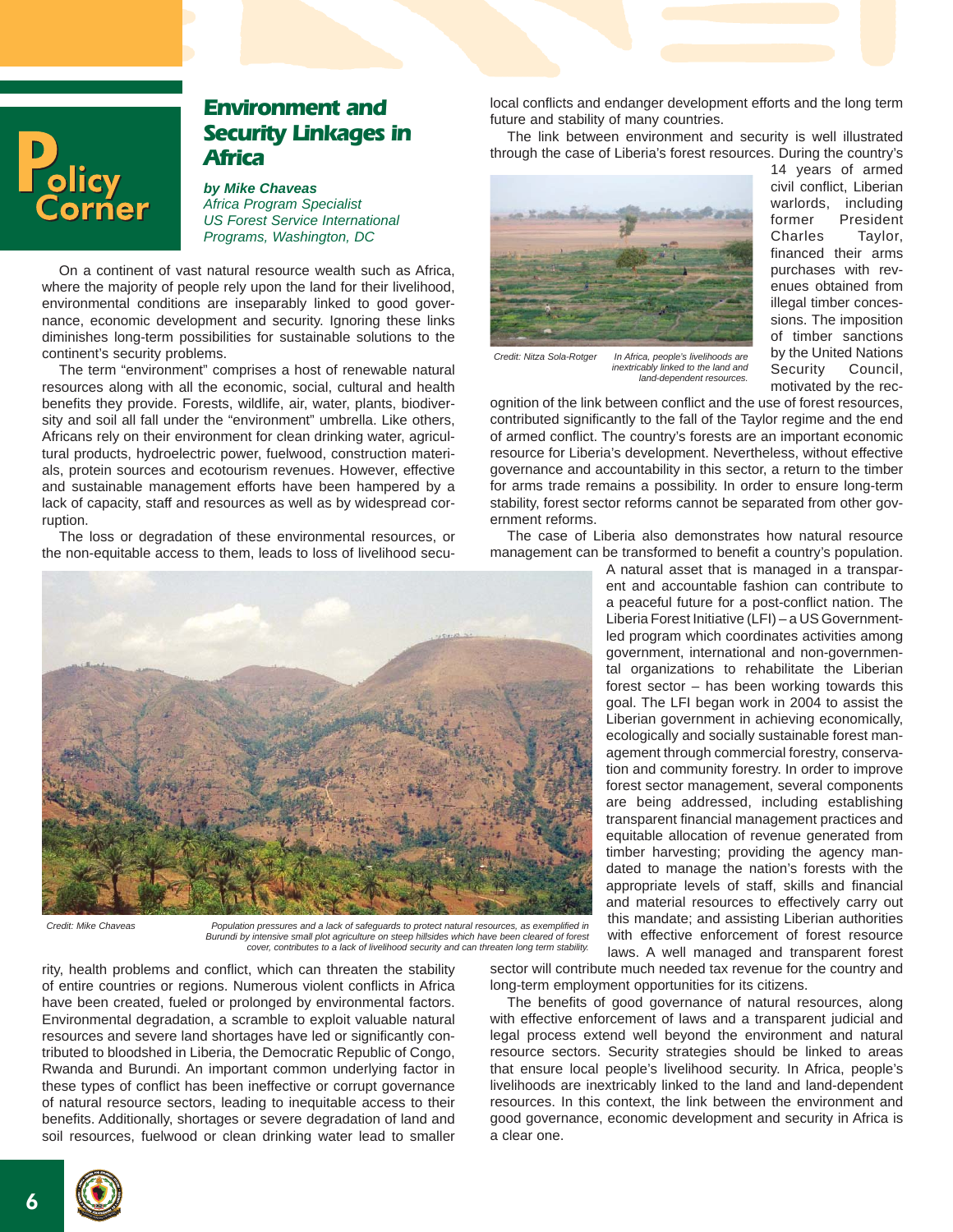Policy Corner

# Environment and Security Linkages in Africa

***by Mike Chaveas***
*Africa Program Specialist*
*US Forest Service International Programs, Washington, DC*

On a continent of vast natural resource wealth such as Africa, where the majority of people rely upon the land for their livelihood, environmental conditions are inseparably linked to good governance, economic development and security. Ignoring these links diminishes long-term possibilities for sustainable solutions to the continent's security problems.

The term "environment" comprises a host of renewable natural resources along with all the economic, social, cultural and health benefits they provide. Forests, wildlife, air, water, plants, biodiversity and soil all fall under the "environment" umbrella. Like others, Africans rely on their environment for clean drinking water, agricultural products, hydroelectric power, fuelwood, construction materials, protein sources and ecotourism revenues. However, effective and sustainable management efforts have been hampered by a lack of capacity, staff and resources as well as by widespread corruption.

The loss or degradation of these environmental resources, or the non-equitable access to them, leads to loss of livelihood security, health problems and conflict, which can threaten the stability of entire countries or regions. Numerous violent conflicts in Africa have been created, fueled or prolonged by environmental factors. Environmental degradation, a scramble to exploit valuable natural resources and severe land shortages have led or significantly contributed to bloodshed in Liberia, the Democratic Republic of Congo, Rwanda and Burundi. An important common underlying factor in these types of conflict has been ineffective or corrupt governance of natural resource sectors, leading to inequitable access to their benefits. Additionally, shortages or severe degradation of land and soil resources, fuelwood or clean drinking water lead to smaller local conflicts and endanger development efforts and the long term future and stability of many countries.

Credit: Mike Chaveas

*Population pressures and a lack of safeguards to protect natural resources, as exemplified in Burundi by intensive small plot agriculture on steep hillsides which have been cleared of forest cover, contributes to a lack of livelihood security and can threaten long term stability.*

The link between environment and security is well illustrated through the case of Liberia's forest resources. During the country's 14 years of armed civil conflict, Liberian warlords, including former President Charles Taylor, financed their arms purchases with revenues obtained from illegal timber concessions. The imposition of timber sanctions by the United Nations Security Council, motivated by the recognition of the link between conflict and the use of forest resources, contributed significantly to the fall of the Taylor regime and the end of armed conflict. The country's forests are an important economic resource for Liberia's development. Nevertheless, without effective governance and accountability in this sector, a return to the timber for arms trade remains a possibility. In order to ensure long-term stability, forest sector reforms cannot be separated from other government reforms.

Credit: Nitza Sola-Rotger

*In Africa, people's livelihoods are inextricably linked to the land and land-dependent resources.*

The case of Liberia also demonstrates how natural resource management can be transformed to benefit a country's population. A natural asset that is managed in a transparent and accountable fashion can contribute to a peaceful future for a post-conflict nation. The Liberia Forest Initiative (LFI) – a US Government-led program which coordinates activities among government, international and non-governmental organizations to rehabilitate the Liberian forest sector – has been working towards this goal. The LFI began work in 2004 to assist the Liberian government in achieving economically, ecologically and socially sustainable forest management through commercial forestry, conservation and community forestry. In order to improve forest sector management, several components are being addressed, including establishing transparent financial management practices and equitable allocation of revenue generated from timber harvesting; providing the agency mandated to manage the nation's forests with the appropriate levels of staff, skills and financial and material resources to effectively carry out this mandate; and assisting Liberian authorities with effective enforcement of forest resource laws. A well managed and transparent forest sector will contribute much needed tax revenue for the country and long-term employment opportunities for its citizens.

The benefits of good governance of natural resources, along with effective enforcement of laws and a transparent judicial and legal process extend well beyond the environment and natural resource sectors. Security strategies should be linked to areas that ensure local people's livelihood security. In Africa, people's livelihoods are inextricably linked to the land and land-dependent resources. In this context, the link between the environment and good governance, economic development and security in Africa is a clear one.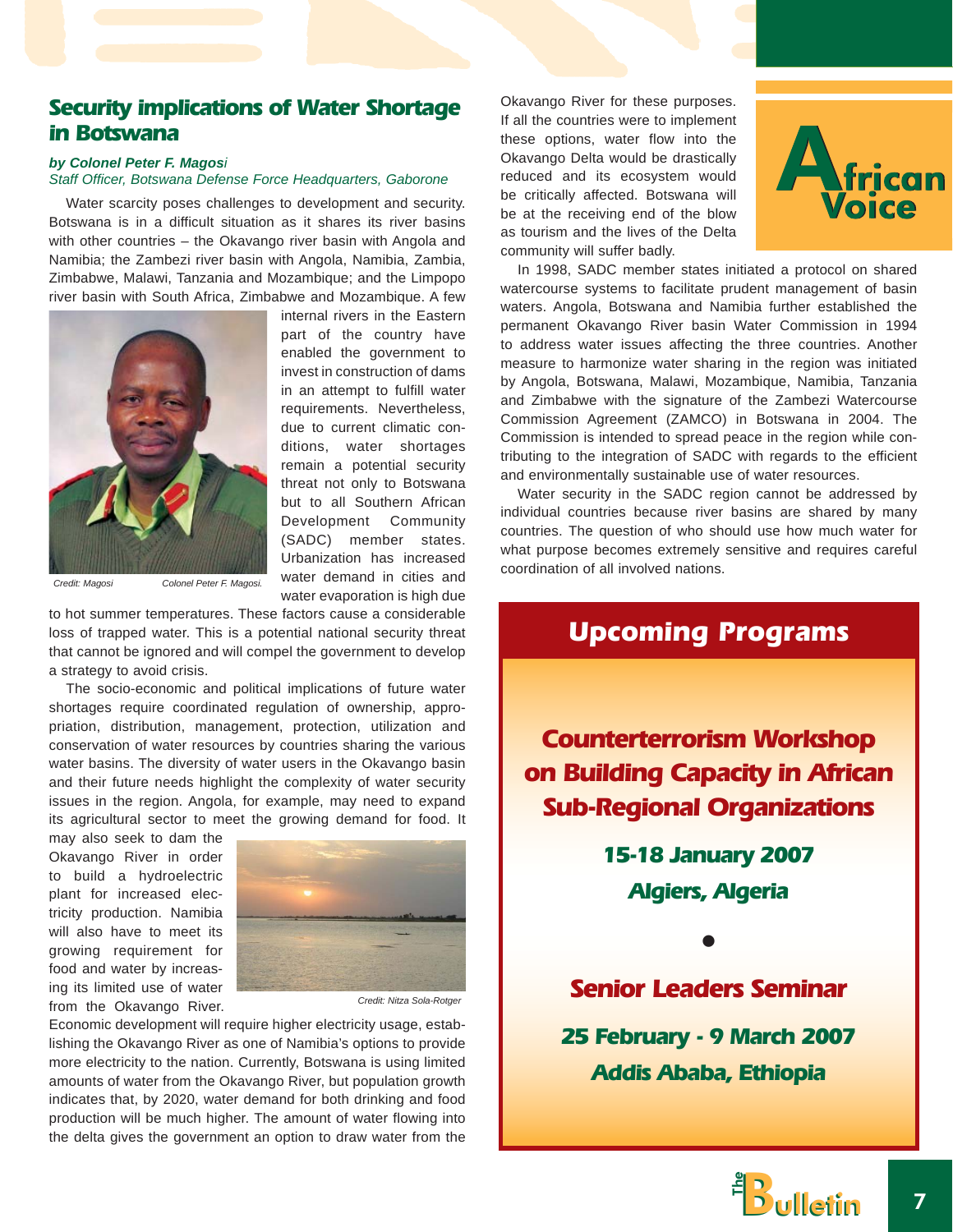## Security implications of Water Shortage in Botswana

*by Colonel Peter F. Magosi*
*Staff Officer, Botswana Defense Force Headquarters, Gaborone*

Water scarcity poses challenges to development and security. Botswana is in a difficult situation as it shares its river basins with other countries – the Okavango river basin with Angola and Namibia; the Zambezi river basin with Angola, Namibia, Zambia, Zimbabwe, Malawi, Tanzania and Mozambique; and the Limpopo river basin with South Africa, Zimbabwe and Mozambique. A few internal rivers in the Eastern part of the country have enabled the government to invest in construction of dams in an attempt to fulfill water requirements. Nevertheless, due to current climatic conditions, water shortages remain a potential security threat not only to Botswana but to all Southern African Development Community (SADC) member states. Urbanization has increased water demand in cities and water evaporation is high due to hot summer temperatures. These factors cause a considerable loss of trapped water. This is a potential national security threat that cannot be ignored and will compel the government to develop a strategy to avoid crisis.

*Credit: Magosi* — *Colonel Peter F. Magosi.*

The socio-economic and political implications of future water shortages require coordinated regulation of ownership, appropriation, distribution, management, protection, utilization and conservation of water resources by countries sharing the various water basins. The diversity of water users in the Okavango basin and their future needs highlight the complexity of water security issues in the region. Angola, for example, may need to expand its agricultural sector to meet the growing demand for food. It may also seek to dam the Okavango River in order to build a hydroelectric plant for increased electricity production. Namibia will also have to meet its growing requirement for food and water by increasing its limited use of water from the Okavango River. Economic development will require higher electricity usage, establishing the Okavango River as one of Namibia's options to provide more electricity to the nation. Currently, Botswana is using limited amounts of water from the Okavango River, but population growth indicates that, by 2020, water demand for both drinking and food production will be much higher. The amount of water flowing into the delta gives the government an option to draw water from the Okavango River for these purposes. If all the countries were to implement these options, water flow into the Okavango Delta would be drastically reduced and its ecosystem would be critically affected. Botswana will be at the receiving end of the blow as tourism and the lives of the Delta community will suffer badly.

*Credit: Nitza Sola-Rotger*

In 1998, SADC member states initiated a protocol on shared watercourse systems to facilitate prudent management of basin waters. Angola, Botswana and Namibia further established the permanent Okavango River basin Water Commission in 1994 to address water issues affecting the three countries. Another measure to harmonize water sharing in the region was initiated by Angola, Botswana, Malawi, Mozambique, Namibia, Tanzania and Zimbabwe with the signature of the Zambezi Watercourse Commission Agreement (ZAMCO) in Botswana in 2004. The Commission is intended to spread peace in the region while contributing to the integration of SADC with regards to the efficient and environmentally sustainable use of water resources.

Water security in the SADC region cannot be addressed by individual countries because river basins are shared by many countries. The question of who should use how much water for what purpose becomes extremely sensitive and requires careful coordination of all involved nations.

## Upcoming Programs

**Counterterrorism Workshop on Building Capacity in African Sub-Regional Organizations**

**15-18 January 2007**

**Algiers, Algeria**

•

**Senior Leaders Seminar**

**25 February - 9 March 2007**

**Addis Ababa, Ethiopia**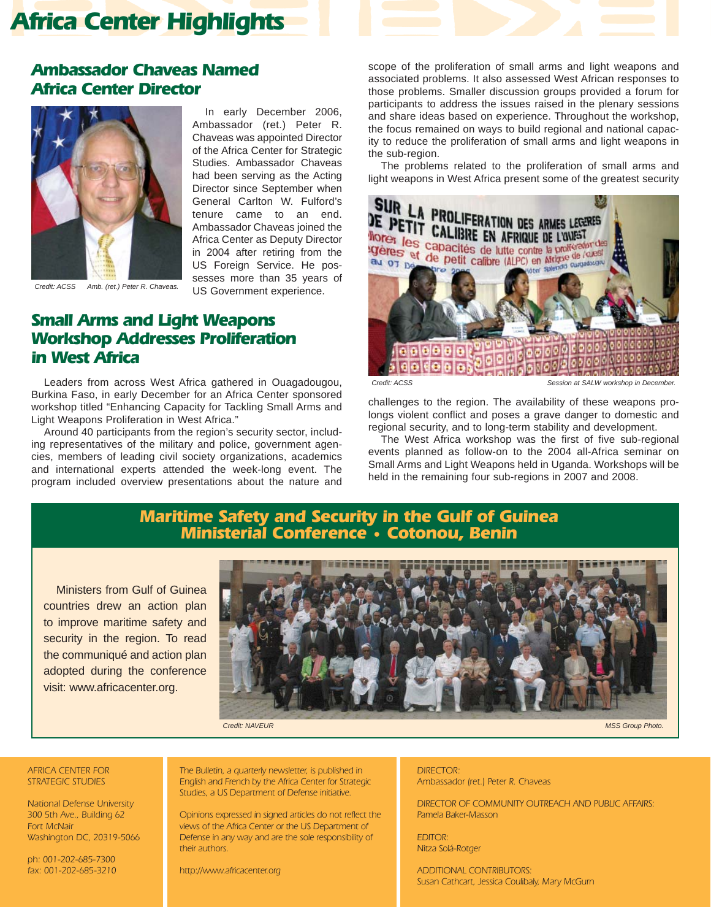# Africa Center Highlights

## Ambassador Chaveas Named Africa Center Director

Credit: ACSS Amb. (ret.) Peter R. Chaveas.

In early December 2006, Ambassador (ret.) Peter R. Chaveas was appointed Director of the Africa Center for Strategic Studies. Ambassador Chaveas had been serving as the Acting Director since September when General Carlton W. Fulford's tenure came to an end. Ambassador Chaveas joined the Africa Center as Deputy Director in 2004 after retiring from the US Foreign Service. He possesses more than 35 years of US Government experience.

## Small Arms and Light Weapons Workshop Addresses Proliferation in West Africa

Leaders from across West Africa gathered in Ouagadougou, Burkina Faso, in early December for an Africa Center sponsored workshop titled "Enhancing Capacity for Tackling Small Arms and Light Weapons Proliferation in West Africa."

Around 40 participants from the region's security sector, including representatives of the military and police, government agencies, members of leading civil society organizations, academics and international experts attended the week-long event. The program included overview presentations about the nature and scope of the proliferation of small arms and light weapons and associated problems. It also assessed West African responses to those problems. Smaller discussion groups provided a forum for participants to address the issues raised in the plenary sessions and share ideas based on experience. Throughout the workshop, the focus remained on ways to build regional and national capacity to reduce the proliferation of small arms and light weapons in the sub-region.

The problems related to the proliferation of small arms and light weapons in West Africa present some of the greatest security challenges to the region. The availability of these weapons prolongs violent conflict and poses a grave danger to domestic and regional security, and to long-term stability and development.

Credit: ACSS Session at SALW workshop in December.

The West Africa workshop was the first of five sub-regional events planned as follow-on to the 2004 all-Africa seminar on Small Arms and Light Weapons held in Uganda. Workshops will be held in the remaining four sub-regions in 2007 and 2008.

## Maritime Safety and Security in the Gulf of Guinea Ministerial Conference • Cotonou, Benin

Ministers from Gulf of Guinea countries drew an action plan to improve maritime safety and security in the region. To read the communiqué and action plan adopted during the conference visit: www.africacenter.org.

Credit: NAVEUR MSS Group Photo.

---

AFRICA CENTER FOR STRATEGIC STUDIES

National Defense University
300 5th Ave., Building 62
Fort McNair
Washington DC, 20319-5066

ph: 001-202-685-7300
fax: 001-202-685-3210

The Bulletin, a quarterly newsletter, is published in English and French by the Africa Center for Strategic Studies, a US Department of Defense initiative.

Opinions expressed in signed articles do not reflect the views of the Africa Center or the US Department of Defense in any way and are the sole responsibility of their authors.

http://www.africacenter.org

DIRECTOR:
Ambassador (ret.) Peter R. Chaveas

DIRECTOR OF COMMUNITY OUTREACH AND PUBLIC AFFAIRS:
Pamela Baker-Masson

EDITOR:
Nitza Solá-Rotger

ADDITIONAL CONTRIBUTORS:
Susan Cathcart, Jessica Coulibaly, Mary McGurn